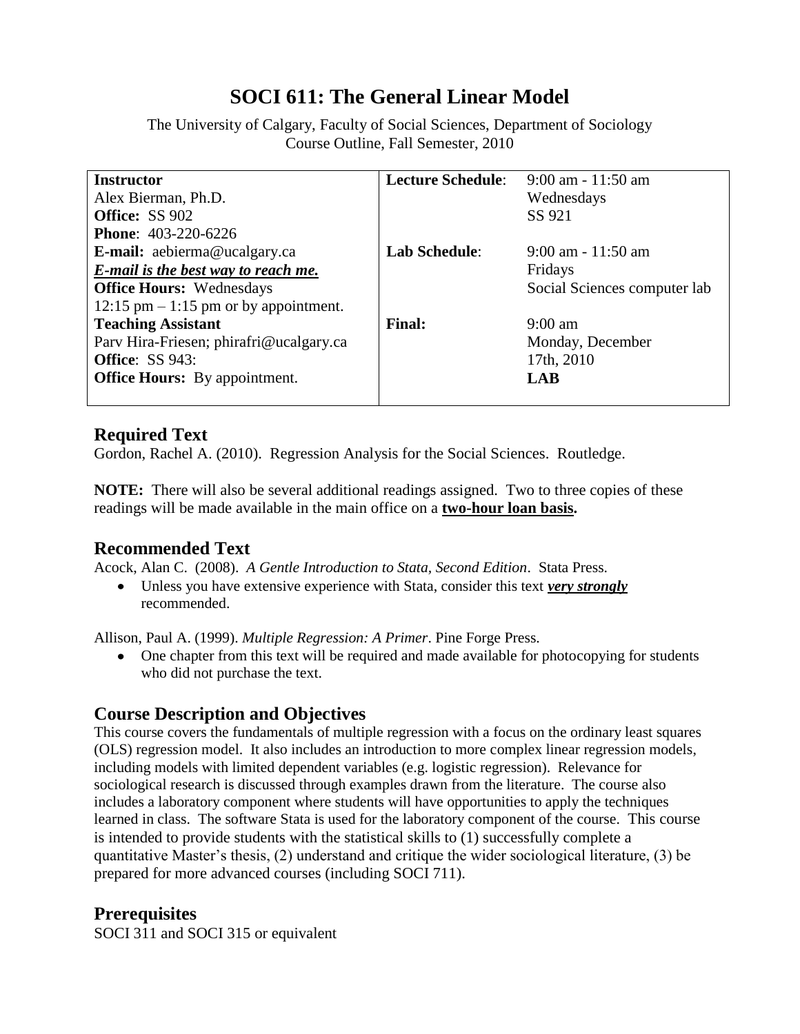# SOCI 611: The General Linear Model

The University of Calgary, Faculty of Social Sciences, Department of Sociology
Course Outline, Fall Semester, 2010

| **Instructor**<br>Alex Bierman, Ph.D.<br>**Office:** SS 902<br>**Phone**: 403-220-6226<br>**E-mail:** aebierma@ucalgary.ca<br>***E-mail is the best way to reach me.***<br>**Office Hours:** Wednesdays<br>12:15 pm – 1:15 pm or by appointment.<br>**Teaching Assistant**<br>Parv Hira-Friesen; phirafri@ucalgary.ca<br>**Office**: SS 943:<br>**Office Hours:** By appointment. | **Lecture Schedule**:<br><br><br>**Lab Schedule**:<br><br><br>**Final:** | 9:00 am - 11:50 am<br>Wednesdays<br>SS 921<br>9:00 am - 11:50 am<br>Fridays<br>Social Sciences computer lab<br>9:00 am<br>Monday, December<br>17th, 2010<br>**LAB** |
|---|---|---|

## Required Text

Gordon, Rachel A. (2010). Regression Analysis for the Social Sciences. Routledge.

**NOTE:** There will also be several additional readings assigned. Two to three copies of these readings will be made available in the main office on a **two-hour loan basis.**

## Recommended Text

Acock, Alan C. (2008). *A Gentle Introduction to Stata, Second Edition*. Stata Press.

- Unless you have extensive experience with Stata, consider this text ***very strongly*** recommended.

Allison, Paul A. (1999). *Multiple Regression: A Primer*. Pine Forge Press.

- One chapter from this text will be required and made available for photocopying for students who did not purchase the text.

## Course Description and Objectives

This course covers the fundamentals of multiple regression with a focus on the ordinary least squares (OLS) regression model. It also includes an introduction to more complex linear regression models, including models with limited dependent variables (e.g. logistic regression). Relevance for sociological research is discussed through examples drawn from the literature. The course also includes a laboratory component where students will have opportunities to apply the techniques learned in class. The software Stata is used for the laboratory component of the course. This course is intended to provide students with the statistical skills to (1) successfully complete a quantitative Master's thesis, (2) understand and critique the wider sociological literature, (3) be prepared for more advanced courses (including SOCI 711).

## Prerequisites

SOCI 311 and SOCI 315 or equivalent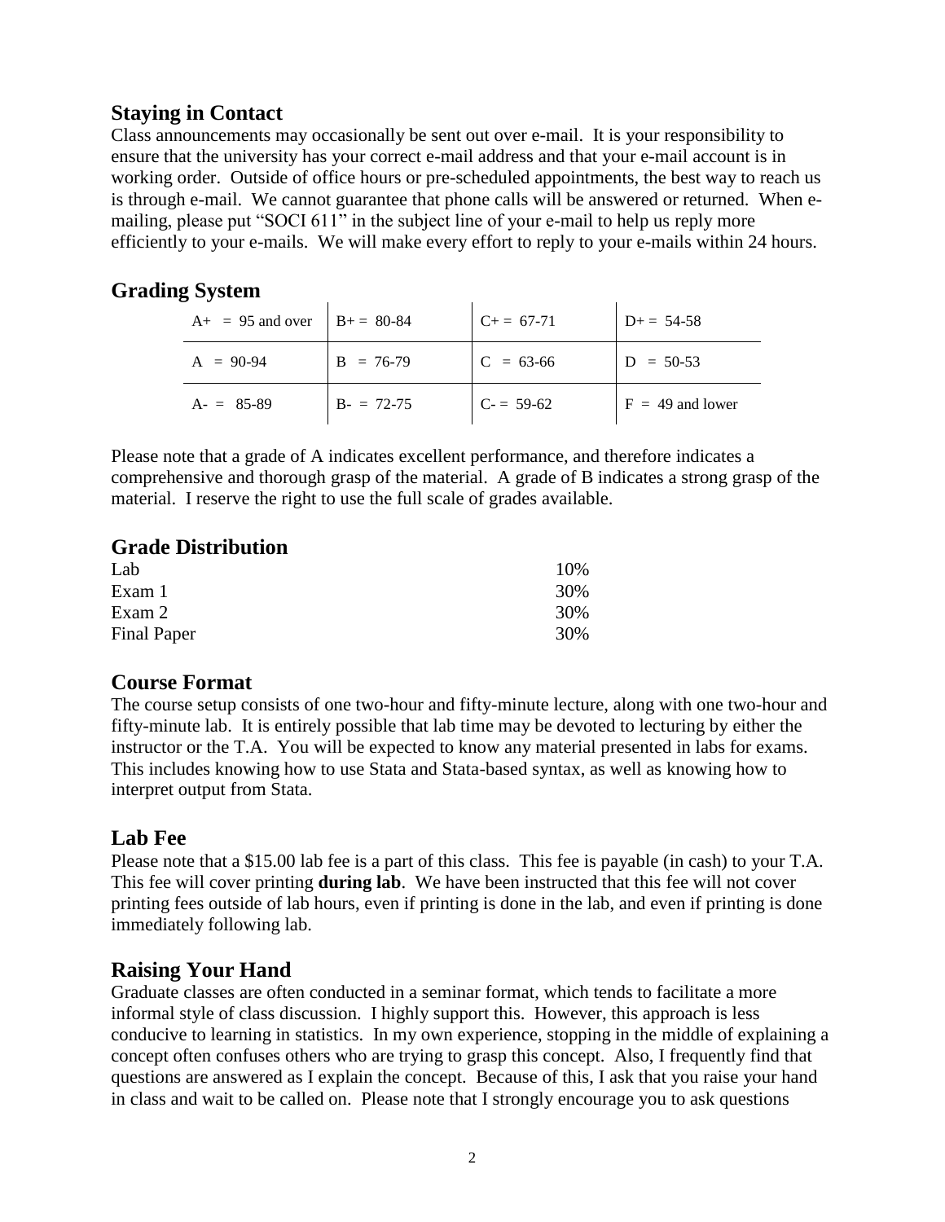## Staying in Contact

Class announcements may occasionally be sent out over e-mail. It is your responsibility to ensure that the university has your correct e-mail address and that your e-mail account is in working order. Outside of office hours or pre-scheduled appointments, the best way to reach us is through e-mail. We cannot guarantee that phone calls will be answered or returned. When e-mailing, please put "SOCI 611" in the subject line of your e-mail to help us reply more efficiently to your e-mails. We will make every effort to reply to your e-mails within 24 hours.

## Grading System

| | | | |
|---|---|---|---|
| A+ = 95 and over | B+ = 80-84 | C+ = 67-71 | D+ = 54-58 |
| A = 90-94 | B = 76-79 | C = 63-66 | D = 50-53 |
| A- = 85-89 | B- = 72-75 | C- = 59-62 | F = 49 and lower |

Please note that a grade of A indicates excellent performance, and therefore indicates a comprehensive and thorough grasp of the material. A grade of B indicates a strong grasp of the material. I reserve the right to use the full scale of grades available.

## Grade Distribution

| | |
|---|---|
| Lab | 10% |
| Exam 1 | 30% |
| Exam 2 | 30% |
| Final Paper | 30% |

## Course Format

The course setup consists of one two-hour and fifty-minute lecture, along with one two-hour and fifty-minute lab. It is entirely possible that lab time may be devoted to lecturing by either the instructor or the T.A. You will be expected to know any material presented in labs for exams. This includes knowing how to use Stata and Stata-based syntax, as well as knowing how to interpret output from Stata.

## Lab Fee

Please note that a $15.00 lab fee is a part of this class. This fee is payable (in cash) to your T.A. This fee will cover printing **during lab**. We have been instructed that this fee will not cover printing fees outside of lab hours, even if printing is done in the lab, and even if printing is done immediately following lab.

## Raising Your Hand

Graduate classes are often conducted in a seminar format, which tends to facilitate a more informal style of class discussion. I highly support this. However, this approach is less conducive to learning in statistics. In my own experience, stopping in the middle of explaining a concept often confuses others who are trying to grasp this concept. Also, I frequently find that questions are answered as I explain the concept. Because of this, I ask that you raise your hand in class and wait to be called on. Please note that I strongly encourage you to ask questions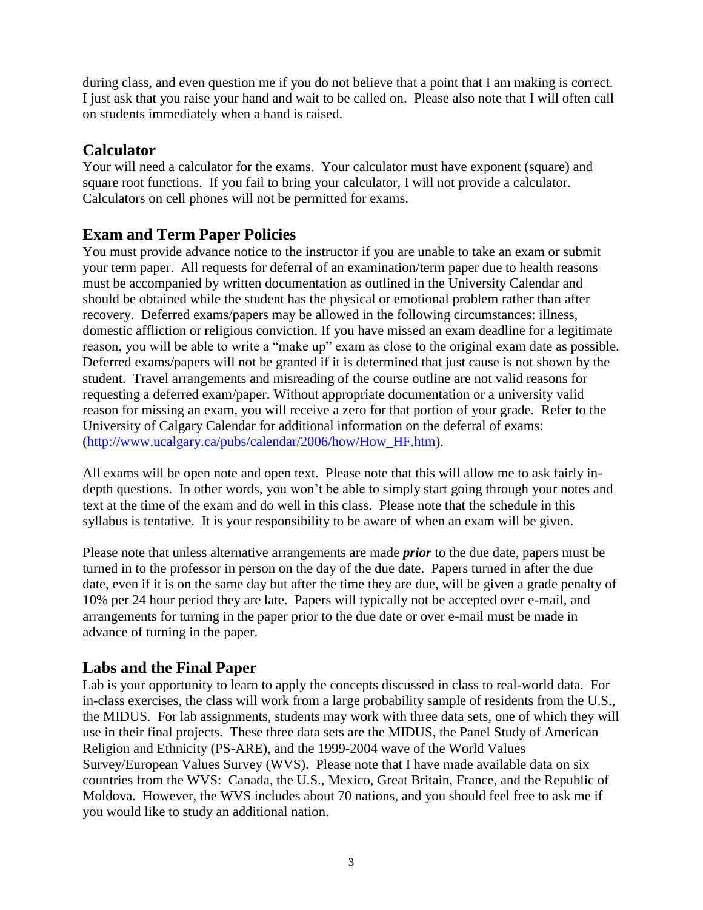during class, and even question me if you do not believe that a point that I am making is correct. I just ask that you raise your hand and wait to be called on. Please also note that I will often call on students immediately when a hand is raised.

## Calculator

Your will need a calculator for the exams. Your calculator must have exponent (square) and square root functions. If you fail to bring your calculator, I will not provide a calculator. Calculators on cell phones will not be permitted for exams.

## Exam and Term Paper Policies

You must provide advance notice to the instructor if you are unable to take an exam or submit your term paper. All requests for deferral of an examination/term paper due to health reasons must be accompanied by written documentation as outlined in the University Calendar and should be obtained while the student has the physical or emotional problem rather than after recovery. Deferred exams/papers may be allowed in the following circumstances: illness, domestic affliction or religious conviction. If you have missed an exam deadline for a legitimate reason, you will be able to write a "make up" exam as close to the original exam date as possible. Deferred exams/papers will not be granted if it is determined that just cause is not shown by the student. Travel arrangements and misreading of the course outline are not valid reasons for requesting a deferred exam/paper. Without appropriate documentation or a university valid reason for missing an exam, you will receive a zero for that portion of your grade. Refer to the University of Calgary Calendar for additional information on the deferral of exams: (http://www.ucalgary.ca/pubs/calendar/2006/how/How_HF.htm).

All exams will be open note and open text. Please note that this will allow me to ask fairly in-depth questions. In other words, you won't be able to simply start going through your notes and text at the time of the exam and do well in this class. Please note that the schedule in this syllabus is tentative. It is your responsibility to be aware of when an exam will be given.

Please note that unless alternative arrangements are made ***prior*** to the due date, papers must be turned in to the professor in person on the day of the due date. Papers turned in after the due date, even if it is on the same day but after the time they are due, will be given a grade penalty of 10% per 24 hour period they are late. Papers will typically not be accepted over e-mail, and arrangements for turning in the paper prior to the due date or over e-mail must be made in advance of turning in the paper.

## Labs and the Final Paper

Lab is your opportunity to learn to apply the concepts discussed in class to real-world data. For in-class exercises, the class will work from a large probability sample of residents from the U.S., the MIDUS. For lab assignments, students may work with three data sets, one of which they will use in their final projects. These three data sets are the MIDUS, the Panel Study of American Religion and Ethnicity (PS-ARE), and the 1999-2004 wave of the World Values Survey/European Values Survey (WVS). Please note that I have made available data on six countries from the WVS: Canada, the U.S., Mexico, Great Britain, France, and the Republic of Moldova. However, the WVS includes about 70 nations, and you should feel free to ask me if you would like to study an additional nation.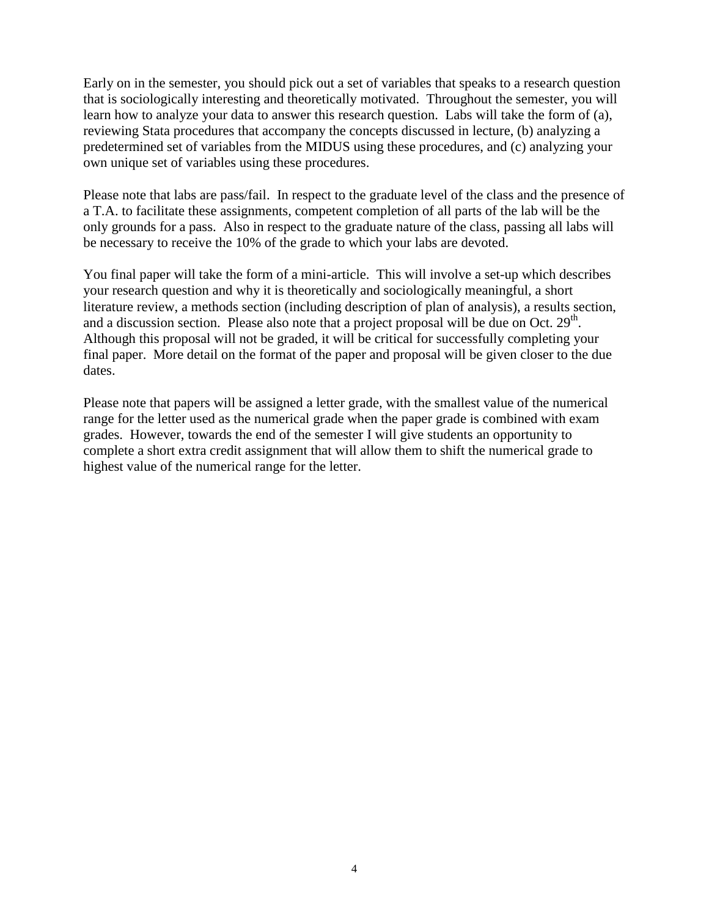Early on in the semester, you should pick out a set of variables that speaks to a research question that is sociologically interesting and theoretically motivated. Throughout the semester, you will learn how to analyze your data to answer this research question. Labs will take the form of (a), reviewing Stata procedures that accompany the concepts discussed in lecture, (b) analyzing a predetermined set of variables from the MIDUS using these procedures, and (c) analyzing your own unique set of variables using these procedures.

Please note that labs are pass/fail. In respect to the graduate level of the class and the presence of a T.A. to facilitate these assignments, competent completion of all parts of the lab will be the only grounds for a pass. Also in respect to the graduate nature of the class, passing all labs will be necessary to receive the 10% of the grade to which your labs are devoted.

You final paper will take the form of a mini-article. This will involve a set-up which describes your research question and why it is theoretically and sociologically meaningful, a short literature review, a methods section (including description of plan of analysis), a results section, and a discussion section. Please also note that a project proposal will be due on Oct. 29th. Although this proposal will not be graded, it will be critical for successfully completing your final paper. More detail on the format of the paper and proposal will be given closer to the due dates.

Please note that papers will be assigned a letter grade, with the smallest value of the numerical range for the letter used as the numerical grade when the paper grade is combined with exam grades. However, towards the end of the semester I will give students an opportunity to complete a short extra credit assignment that will allow them to shift the numerical grade to highest value of the numerical range for the letter.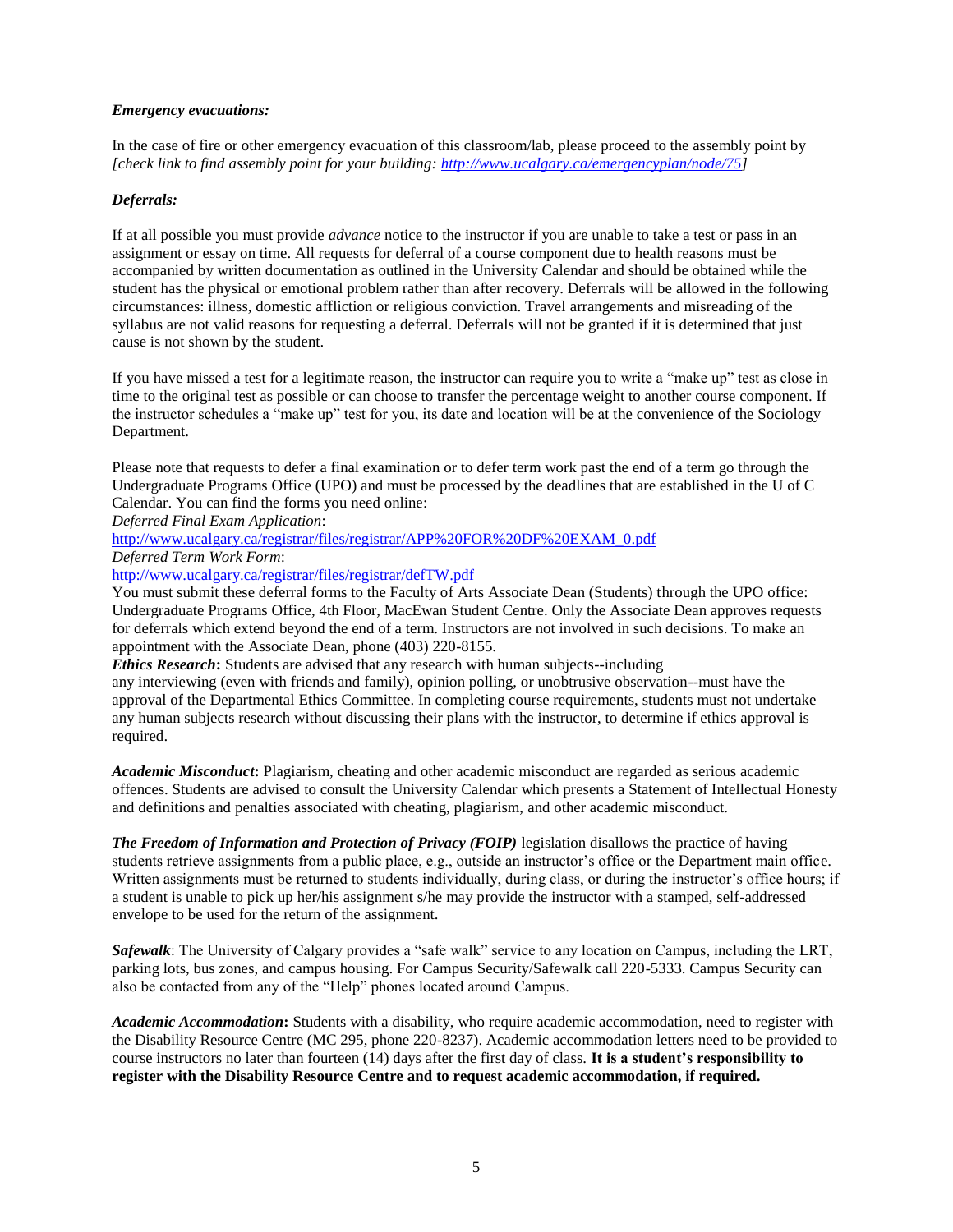***Emergency evacuations:***

In the case of fire or other emergency evacuation of this classroom/lab, please proceed to the assembly point by *[check link to find assembly point for your building: http://www.ucalgary.ca/emergencyplan/node/75]*

***Deferrals:***

If at all possible you must provide *advance* notice to the instructor if you are unable to take a test or pass in an assignment or essay on time. All requests for deferral of a course component due to health reasons must be accompanied by written documentation as outlined in the University Calendar and should be obtained while the student has the physical or emotional problem rather than after recovery. Deferrals will be allowed in the following circumstances: illness, domestic affliction or religious conviction. Travel arrangements and misreading of the syllabus are not valid reasons for requesting a deferral. Deferrals will not be granted if it is determined that just cause is not shown by the student.

If you have missed a test for a legitimate reason, the instructor can require you to write a "make up" test as close in time to the original test as possible or can choose to transfer the percentage weight to another course component. If the instructor schedules a "make up" test for you, its date and location will be at the convenience of the Sociology Department.

Please note that requests to defer a final examination or to defer term work past the end of a term go through the Undergraduate Programs Office (UPO) and must be processed by the deadlines that are established in the U of C Calendar. You can find the forms you need online:
*Deferred Final Exam Application*:
http://www.ucalgary.ca/registrar/files/registrar/APP%20FOR%20DF%20EXAM_0.pdf
*Deferred Term Work Form*:
http://www.ucalgary.ca/registrar/files/registrar/defTW.pdf
You must submit these deferral forms to the Faculty of Arts Associate Dean (Students) through the UPO office: Undergraduate Programs Office, 4th Floor, MacEwan Student Centre. Only the Associate Dean approves requests for deferrals which extend beyond the end of a term. Instructors are not involved in such decisions. To make an appointment with the Associate Dean, phone (403) 220-8155.
***Ethics Research*:** Students are advised that any research with human subjects--including any interviewing (even with friends and family), opinion polling, or unobtrusive observation--must have the approval of the Departmental Ethics Committee. In completing course requirements, students must not undertake any human subjects research without discussing their plans with the instructor, to determine if ethics approval is required.

***Academic Misconduct*:** Plagiarism, cheating and other academic misconduct are regarded as serious academic offences. Students are advised to consult the University Calendar which presents a Statement of Intellectual Honesty and definitions and penalties associated with cheating, plagiarism, and other academic misconduct.

***The Freedom of Information and Protection of Privacy (FOIP)*** legislation disallows the practice of having students retrieve assignments from a public place, e.g., outside an instructor's office or the Department main office. Written assignments must be returned to students individually, during class, or during the instructor's office hours; if a student is unable to pick up her/his assignment s/he may provide the instructor with a stamped, self-addressed envelope to be used for the return of the assignment.

***Safewalk***: The University of Calgary provides a "safe walk" service to any location on Campus, including the LRT, parking lots, bus zones, and campus housing. For Campus Security/Safewalk call 220-5333. Campus Security can also be contacted from any of the "Help" phones located around Campus.

***Academic Accommodation*:** Students with a disability, who require academic accommodation, need to register with the Disability Resource Centre (MC 295, phone 220-8237). Academic accommodation letters need to be provided to course instructors no later than fourteen (14) days after the first day of class. **It is a student's responsibility to register with the Disability Resource Centre and to request academic accommodation, if required.**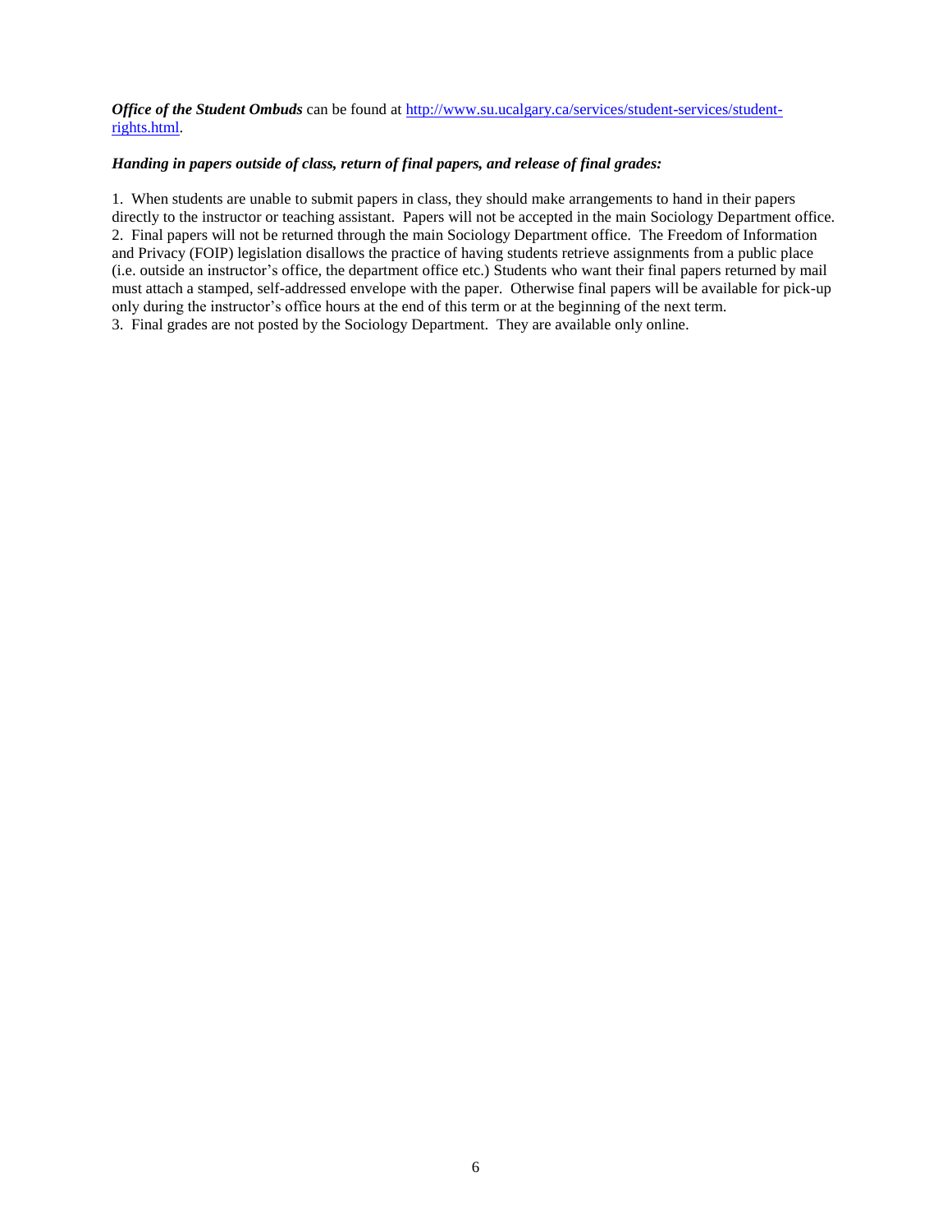***Office of the Student Ombuds*** can be found at [http://www.su.ucalgary.ca/services/student-services/student-rights.html](http://www.su.ucalgary.ca/services/student-services/student-rights.html).

***Handing in papers outside of class, return of final papers, and release of final grades:***

1. When students are unable to submit papers in class, they should make arrangements to hand in their papers directly to the instructor or teaching assistant. Papers will not be accepted in the main Sociology Department office.
2. Final papers will not be returned through the main Sociology Department office. The Freedom of Information and Privacy (FOIP) legislation disallows the practice of having students retrieve assignments from a public place (i.e. outside an instructor's office, the department office etc.) Students who want their final papers returned by mail must attach a stamped, self-addressed envelope with the paper. Otherwise final papers will be available for pick-up only during the instructor's office hours at the end of this term or at the beginning of the next term.
3. Final grades are not posted by the Sociology Department. They are available only online.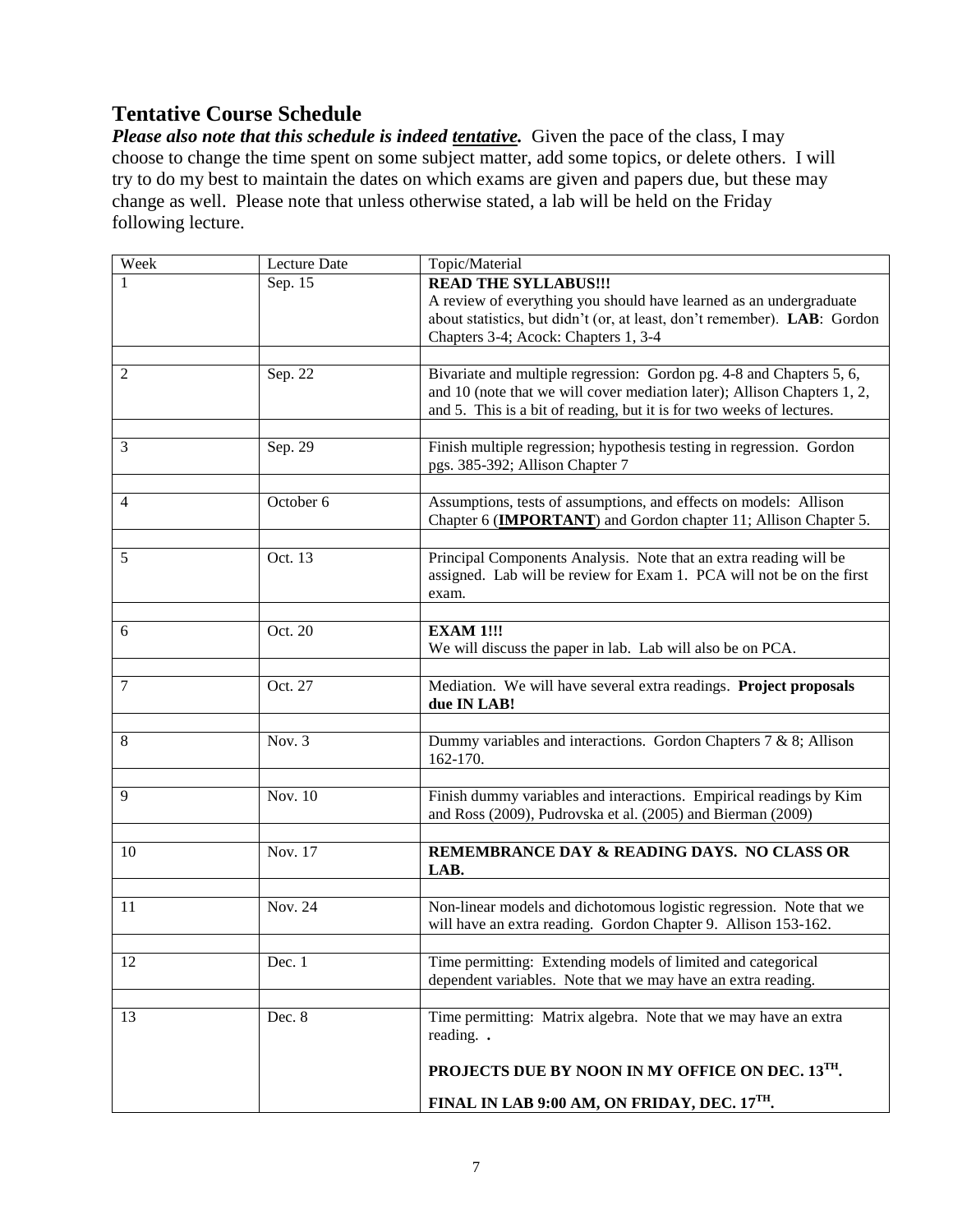## Tentative Course Schedule

***Please also note that this schedule is indeed <u>tentative</u>.*** Given the pace of the class, I may choose to change the time spent on some subject matter, add some topics, or delete others. I will try to do my best to maintain the dates on which exams are given and papers due, but these may change as well. Please note that unless otherwise stated, a lab will be held on the Friday following lecture.

| Week | Lecture Date | Topic/Material |
|---|---|---|
| 1 | Sep. 15 | **READ THE SYLLABUS!!!** A review of everything you should have learned as an undergraduate about statistics, but didn't (or, at least, don't remember). **LAB**: Gordon Chapters 3-4; Acock: Chapters 1, 3-4 |
| | | |
| 2 | Sep. 22 | Bivariate and multiple regression: Gordon pg. 4-8 and Chapters 5, 6, and 10 (note that we will cover mediation later); Allison Chapters 1, 2, and 5. This is a bit of reading, but it is for two weeks of lectures. |
| | | |
| 3 | Sep. 29 | Finish multiple regression; hypothesis testing in regression. Gordon pgs. 385-392; Allison Chapter 7 |
| | | |
| 4 | October 6 | Assumptions, tests of assumptions, and effects on models: Allison Chapter 6 (**<u>IMPORTANT</u>**) and Gordon chapter 11; Allison Chapter 5. |
| | | |
| 5 | Oct. 13 | Principal Components Analysis. Note that an extra reading will be assigned. Lab will be review for Exam 1. PCA will not be on the first exam. |
| | | |
| 6 | Oct. 20 | **EXAM 1!!!** We will discuss the paper in lab. Lab will also be on PCA. |
| | | |
| 7 | Oct. 27 | Mediation. We will have several extra readings. **Project proposals due IN LAB!** |
| | | |
| 8 | Nov. 3 | Dummy variables and interactions. Gordon Chapters 7 & 8; Allison 162-170. |
| | | |
| 9 | Nov. 10 | Finish dummy variables and interactions. Empirical readings by Kim and Ross (2009), Pudrovska et al. (2005) and Bierman (2009) |
| | | |
| 10 | Nov. 17 | **REMEMBRANCE DAY & READING DAYS. NO CLASS OR LAB.** |
| | | |
| 11 | Nov. 24 | Non-linear models and dichotomous logistic regression. Note that we will have an extra reading. Gordon Chapter 9. Allison 153-162. |
| | | |
| 12 | Dec. 1 | Time permitting: Extending models of limited and categorical dependent variables. Note that we may have an extra reading. |
| | | |
| 13 | Dec. 8 | Time permitting: Matrix algebra. Note that we may have an extra reading. . **PROJECTS DUE BY NOON IN MY OFFICE ON DEC. 13TH.** **FINAL IN LAB 9:00 AM, ON FRIDAY, DEC. 17TH.** |